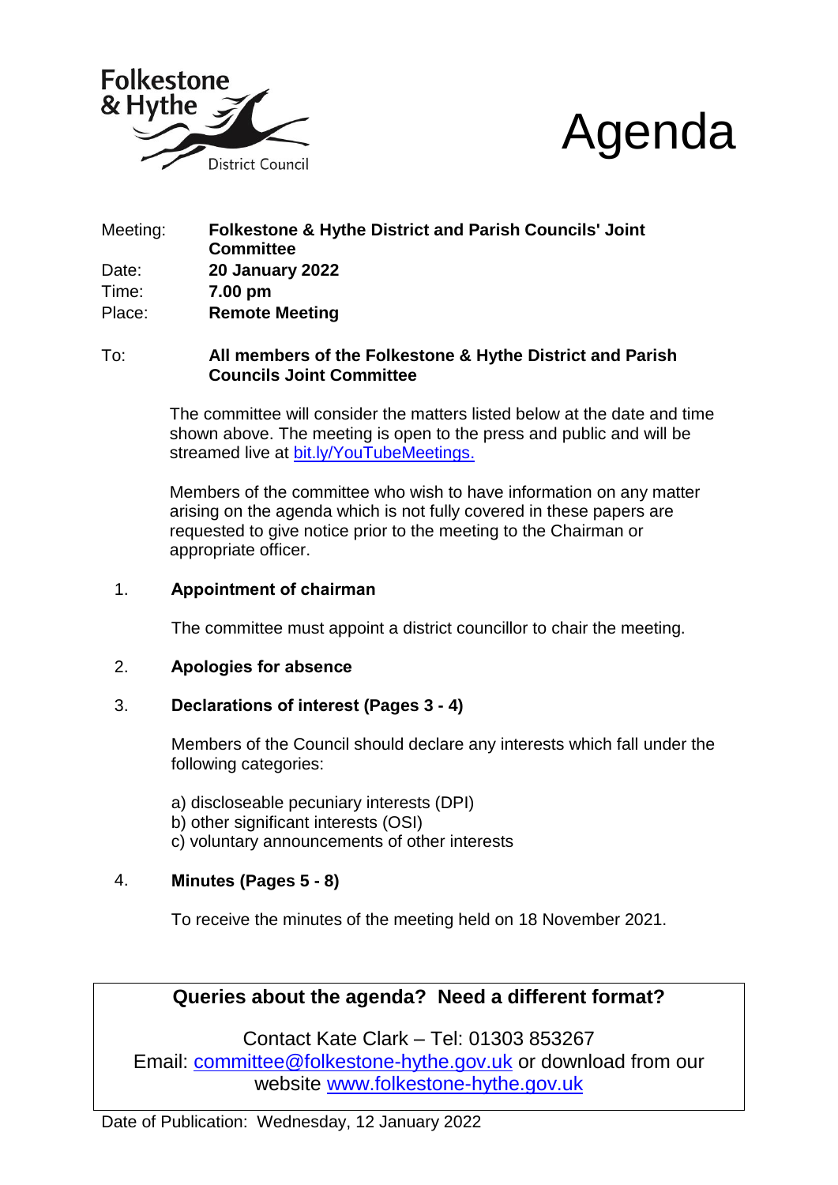Folkestone & Hythe District Council

# Agenda

| | |
|---|---|
| Meeting: | **Folkestone & Hythe District and Parish Councils' Joint Committee** |
| Date: | **20 January 2022** |
| Time: | **7.00 pm** |
| Place: | **Remote Meeting** |

To: **All members of the Folkestone & Hythe District and Parish Councils Joint Committee**

The committee will consider the matters listed below at the date and time shown above. The meeting is open to the press and public and will be streamed live at [bit.ly/YouTubeMeetings.](bit.ly/YouTubeMeetings)

Members of the committee who wish to have information on any matter arising on the agenda which is not fully covered in these papers are requested to give notice prior to the meeting to the Chairman or appropriate officer.

1. **Appointment of chairman**

   The committee must appoint a district councillor to chair the meeting.

2. **Apologies for absence**

3. **Declarations of interest (Pages 3 - 4)**

   Members of the Council should declare any interests which fall under the following categories:

   a) discloseable pecuniary interests (DPI)
   b) other significant interests (OSI)
   c) voluntary announcements of other interests

4. **Minutes (Pages 5 - 8)**

   To receive the minutes of the meeting held on 18 November 2021.

---

**Queries about the agenda? Need a different format?**

Contact Kate Clark – Tel: 01303 853267
Email: committee@folkestone-hythe.gov.uk or download from our website www.folkestone-hythe.gov.uk

---

Date of Publication: Wednesday, 12 January 2022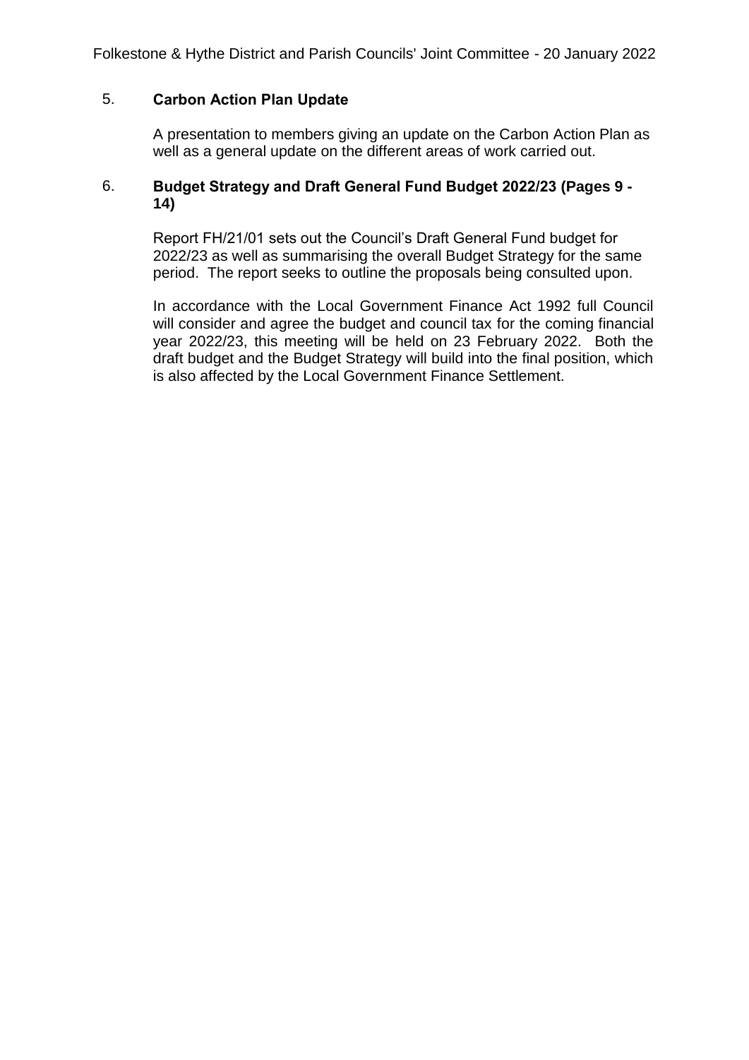5. **Carbon Action Plan Update**

A presentation to members giving an update on the Carbon Action Plan as well as a general update on the different areas of work carried out.

6. **Budget Strategy and Draft General Fund Budget 2022/23 (Pages 9 - 14)**

Report FH/21/01 sets out the Council's Draft General Fund budget for 2022/23 as well as summarising the overall Budget Strategy for the same period. The report seeks to outline the proposals being consulted upon.

In accordance with the Local Government Finance Act 1992 full Council will consider and agree the budget and council tax for the coming financial year 2022/23, this meeting will be held on 23 February 2022. Both the draft budget and the Budget Strategy will build into the final position, which is also affected by the Local Government Finance Settlement.